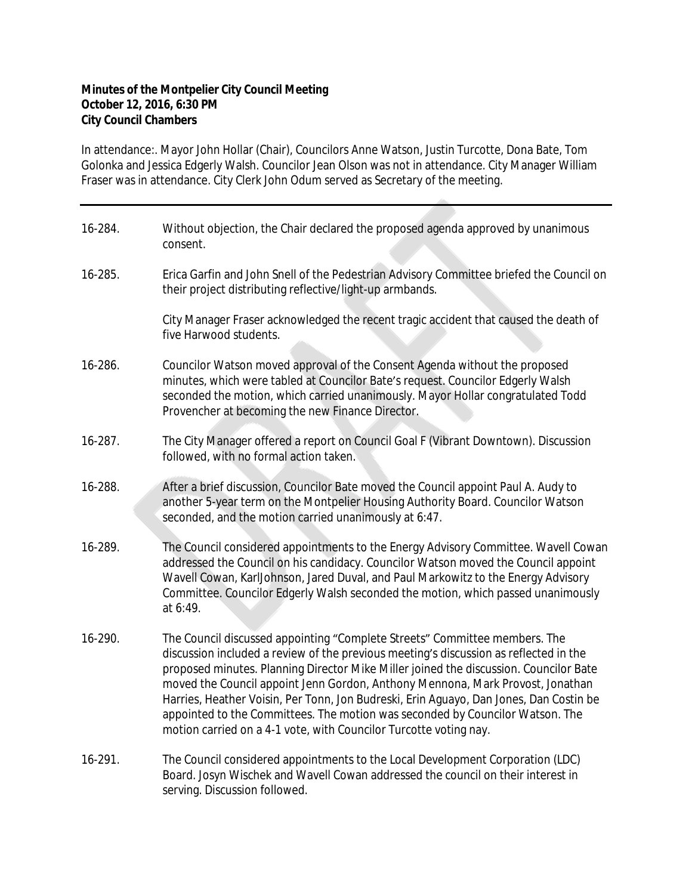**Minutes of the Montpelier City Council Meeting**
**October 12, 2016, 6:30 PM**
**City Council Chambers**

In attendance:. Mayor John Hollar (Chair), Councilors Anne Watson, Justin Turcotte, Dona Bate, Tom Golonka and Jessica Edgerly Walsh. Councilor Jean Olson was not in attendance. City Manager William Fraser was in attendance. City Clerk John Odum served as Secretary of the meeting.

---

16-284. Without objection, the Chair declared the proposed agenda approved by unanimous consent.

16-285. Erica Garfin and John Snell of the Pedestrian Advisory Committee briefed the Council on their project distributing reflective/light-up armbands.

City Manager Fraser acknowledged the recent tragic accident that caused the death of five Harwood students.

16-286. Councilor Watson moved approval of the Consent Agenda without the proposed minutes, which were tabled at Councilor Bate's request. Councilor Edgerly Walsh seconded the motion, which carried unanimously. Mayor Hollar congratulated Todd Provencher at becoming the new Finance Director.

16-287. The City Manager offered a report on Council Goal F (Vibrant Downtown). Discussion followed, with no formal action taken.

16-288. After a brief discussion, Councilor Bate moved the Council appoint Paul A. Audy to another 5-year term on the Montpelier Housing Authority Board. Councilor Watson seconded, and the motion carried unanimously at 6:47.

16-289. The Council considered appointments to the Energy Advisory Committee. Wavell Cowan addressed the Council on his candidacy. Councilor Watson moved the Council appoint Wavell Cowan, KarlJohnson, Jared Duval, and Paul Markowitz to the Energy Advisory Committee. Councilor Edgerly Walsh seconded the motion, which passed unanimously at 6:49.

16-290. The Council discussed appointing "Complete Streets" Committee members. The discussion included a review of the previous meeting's discussion as reflected in the proposed minutes. Planning Director Mike Miller joined the discussion. Councilor Bate moved the Council appoint Jenn Gordon, Anthony Mennona, Mark Provost, Jonathan Harries, Heather Voisin, Per Tonn, Jon Budreski, Erin Aguayo, Dan Jones, Dan Costin be appointed to the Committees. The motion was seconded by Councilor Watson. The motion carried on a 4-1 vote, with Councilor Turcotte voting nay.

16-291. The Council considered appointments to the Local Development Corporation (LDC) Board. Josyn Wischek and Wavell Cowan addressed the council on their interest in serving. Discussion followed.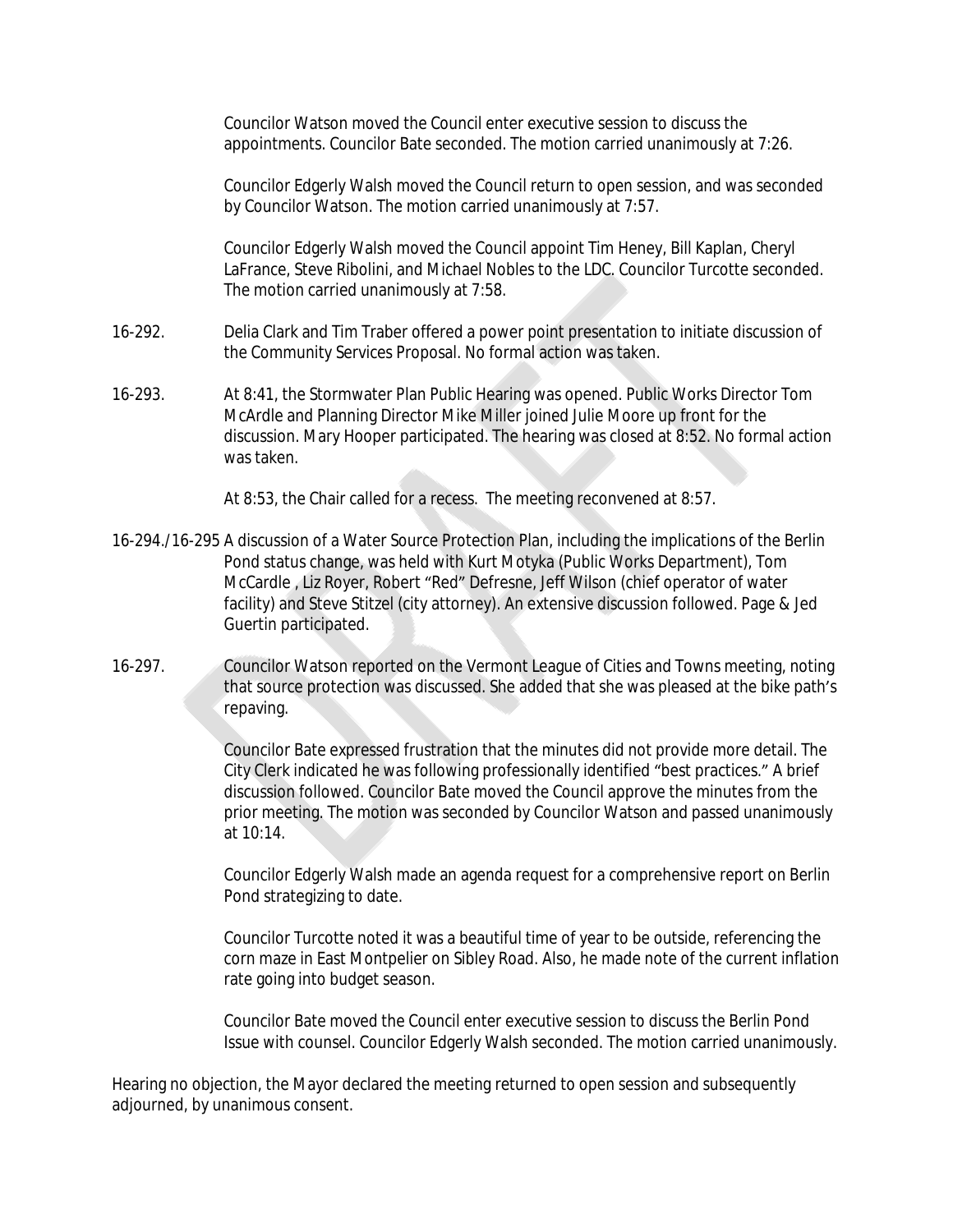Councilor Watson moved the Council enter executive session to discuss the appointments. Councilor Bate seconded. The motion carried unanimously at 7:26.

Councilor Edgerly Walsh moved the Council return to open session, and was seconded by Councilor Watson. The motion carried unanimously at 7:57.

Councilor Edgerly Walsh moved the Council appoint Tim Heney, Bill Kaplan, Cheryl LaFrance, Steve Ribolini, and Michael Nobles to the LDC. Councilor Turcotte seconded. The motion carried unanimously at 7:58.

16-292. Delia Clark and Tim Traber offered a power point presentation to initiate discussion of the Community Services Proposal. No formal action was taken.

16-293. At 8:41, the Stormwater Plan Public Hearing was opened. Public Works Director Tom McArdle and Planning Director Mike Miller joined Julie Moore up front for the discussion. Mary Hooper participated. The hearing was closed at 8:52. No formal action was taken.

At 8:53, the Chair called for a recess. The meeting reconvened at 8:57.

16-294./16-295 A discussion of a Water Source Protection Plan, including the implications of the Berlin Pond status change, was held with Kurt Motyka (Public Works Department), Tom McCardle , Liz Royer, Robert "Red" Defresne, Jeff Wilson (chief operator of water facility) and Steve Stitzel (city attorney). An extensive discussion followed. Page & Jed Guertin participated.

16-297. Councilor Watson reported on the Vermont League of Cities and Towns meeting, noting that source protection was discussed. She added that she was pleased at the bike path's repaving.

Councilor Bate expressed frustration that the minutes did not provide more detail. The City Clerk indicated he was following professionally identified "best practices." A brief discussion followed. Councilor Bate moved the Council approve the minutes from the prior meeting. The motion was seconded by Councilor Watson and passed unanimously at 10:14.

Councilor Edgerly Walsh made an agenda request for a comprehensive report on Berlin Pond strategizing to date.

Councilor Turcotte noted it was a beautiful time of year to be outside, referencing the corn maze in East Montpelier on Sibley Road. Also, he made note of the current inflation rate going into budget season.

Councilor Bate moved the Council enter executive session to discuss the Berlin Pond Issue with counsel. Councilor Edgerly Walsh seconded. The motion carried unanimously.

Hearing no objection, the Mayor declared the meeting returned to open session and subsequently adjourned, by unanimous consent.